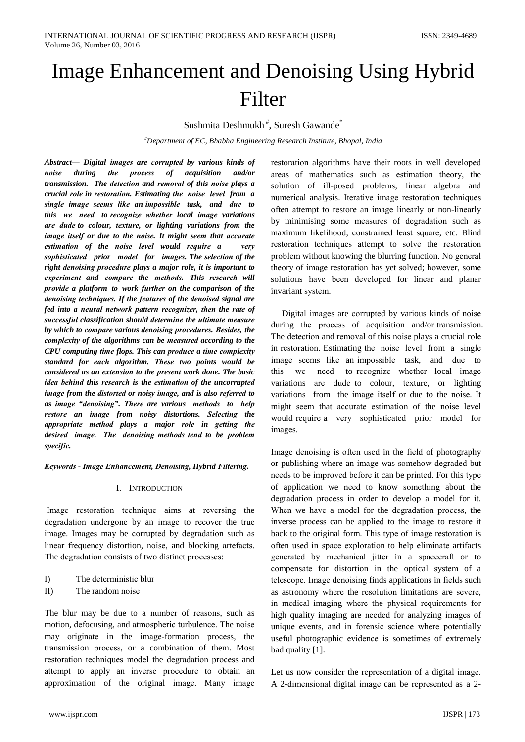# Image Enhancement and Denoising Using Hybrid Filter

Sushmita Deshmukh [#], Suresh Gawande [*]

[#] Department of EC, Bhabha Engineering Research Institute, Bhopal, India

***Abstract*— Digital images are corrupted by various kinds of noise during the process of acquisition and/or transmission. The detection and removal of this noise plays a crucial role in restoration. Estimating the noise level from a single image seems like an impossible task, and due to this we need to recognize whether local image variations are dude to colour, texture, or lighting variations from the image itself or due to the noise. It might seem that accurate estimation of the noise level would require a very sophisticated prior model for images. The selection of the right denoising procedure plays a major role, it is important to experiment and compare the methods. This research will provide a platform to work further on the comparison of the denoising techniques. If the features of the denoised signal are fed into a neural network pattern recognizer, then the rate of successful classification should determine the ultimate measure by which to compare various denoising procedures. Besides, the complexity of the algorithms can be measured according to the CPU computing time flops. This can produce a time complexity standard for each algorithm. These two points would be considered as an extension to the present work done. The basic idea behind this research is the estimation of the uncorrupted image from the distorted or noisy image, and is also referred to as image "denoising". There are various methods to help restore an image from noisy distortions. Selecting the appropriate method plays a major role in getting the desired image. The denoising methods tend to be problem specific.***

***Keywords* - Image Enhancement, Denoising, Hybrid Filtering.**

## I. Introduction

Image restoration technique aims at reversing the degradation undergone by an image to recover the true image. Images may be corrupted by degradation such as linear frequency distortion, noise, and blocking artefacts. The degradation consists of two distinct processes:

I) The deterministic blur
II) The random noise

The blur may be due to a number of reasons, such as motion, defocusing, and atmospheric turbulence. The noise may originate in the image-formation process, the transmission process, or a combination of them. Most restoration techniques model the degradation process and attempt to apply an inverse procedure to obtain an approximation of the original image. Many image restoration algorithms have their roots in well developed areas of mathematics such as estimation theory, the solution of ill-posed problems, linear algebra and numerical analysis. Iterative image restoration techniques often attempt to restore an image linearly or non-linearly by minimising some measures of degradation such as maximum likelihood, constrained least square, etc. Blind restoration techniques attempt to solve the restoration problem without knowing the blurring function. No general theory of image restoration has yet solved; however, some solutions have been developed for linear and planar invariant system.

Digital images are corrupted by various kinds of noise during the process of acquisition and/or transmission. The detection and removal of this noise plays a crucial role in restoration. Estimating the noise level from a single image seems like an impossible task, and due to this we need to recognize whether local image variations are dude to colour, texture, or lighting variations from the image itself or due to the noise. It might seem that accurate estimation of the noise level would require a very sophisticated prior model for images.

Image denoising is often used in the field of photography or publishing where an image was somehow degraded but needs to be improved before it can be printed. For this type of application we need to know something about the degradation process in order to develop a model for it. When we have a model for the degradation process, the inverse process can be applied to the image to restore it back to the original form. This type of image restoration is often used in space exploration to help eliminate artifacts generated by mechanical jitter in a spacecraft or to compensate for distortion in the optical system of a telescope. Image denoising finds applications in fields such as astronomy where the resolution limitations are severe, in medical imaging where the physical requirements for high quality imaging are needed for analyzing images of unique events, and in forensic science where potentially useful photographic evidence is sometimes of extremely bad quality [1].

Let us now consider the representation of a digital image. A 2-dimensional digital image can be represented as a 2-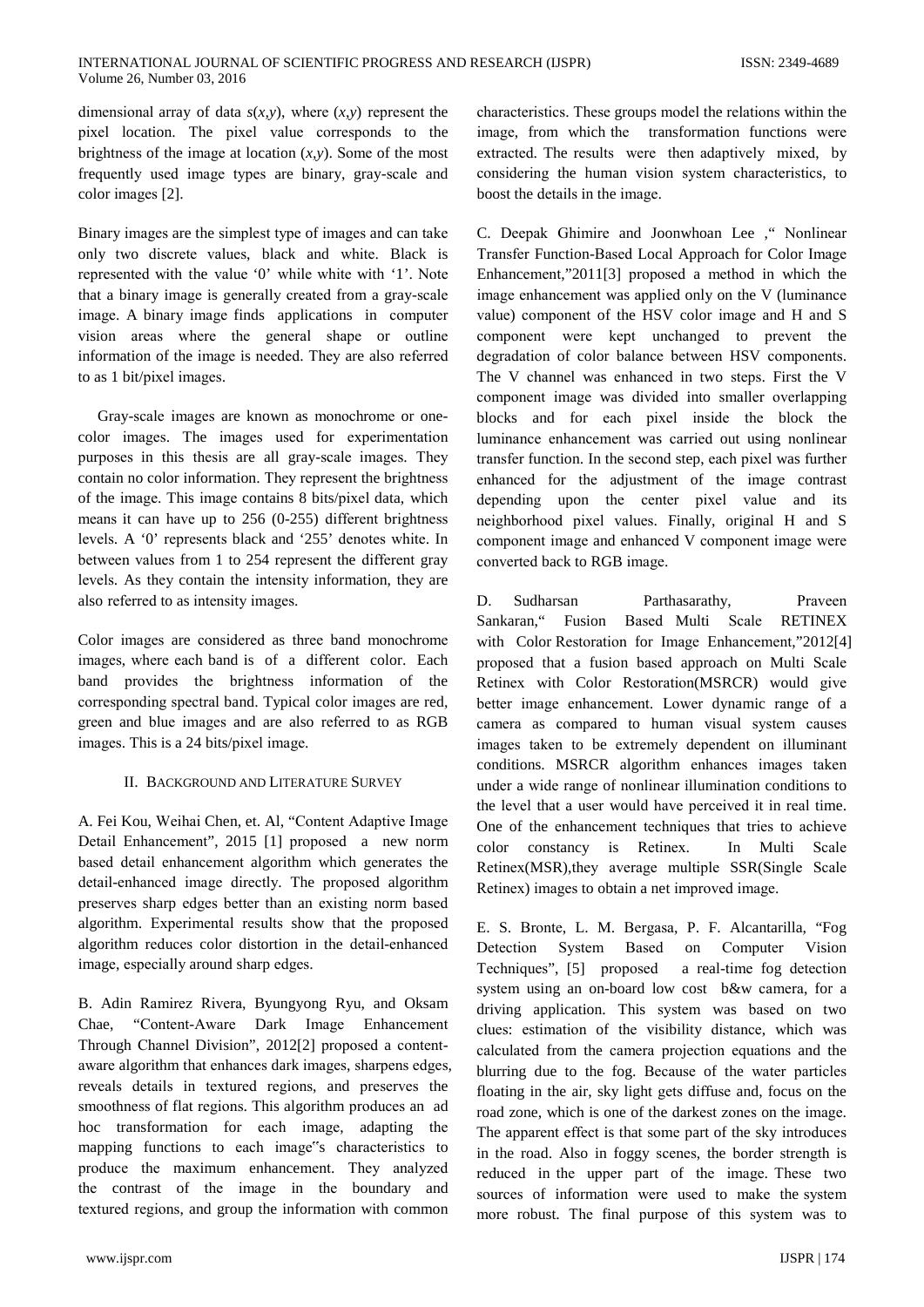dimensional array of data $s(x,y)$, where $(x,y)$ represent the pixel location. The pixel value corresponds to the brightness of the image at location $(x,y)$. Some of the most frequently used image types are binary, gray-scale and color images [2].

Binary images are the simplest type of images and can take only two discrete values, black and white. Black is represented with the value '0' while white with '1'. Note that a binary image is generally created from a gray-scale image. A binary image finds applications in computer vision areas where the general shape or outline information of the image is needed. They are also referred to as 1 bit/pixel images.

Gray-scale images are known as monochrome or one-color images. The images used for experimentation purposes in this thesis are all gray-scale images. They contain no color information. They represent the brightness of the image. This image contains 8 bits/pixel data, which means it can have up to 256 (0-255) different brightness levels. A '0' represents black and '255' denotes white. In between values from 1 to 254 represent the different gray levels. As they contain the intensity information, they are also referred to as intensity images.

Color images are considered as three band monochrome images, where each band is of a different color. Each band provides the brightness information of the corresponding spectral band. Typical color images are red, green and blue images and are also referred to as RGB images. This is a 24 bits/pixel image.

## II. Background and Literature Survey

A. Fei Kou, Weihai Chen, et. Al, "Content Adaptive Image Detail Enhancement", 2015 [1] proposed a new norm based detail enhancement algorithm which generates the detail-enhanced image directly. The proposed algorithm preserves sharp edges better than an existing norm based algorithm. Experimental results show that the proposed algorithm reduces color distortion in the detail-enhanced image, especially around sharp edges.

B. Adin Ramirez Rivera, Byungyong Ryu, and Oksam Chae, "Content-Aware Dark Image Enhancement Through Channel Division", 2012[2] proposed a content-aware algorithm that enhances dark images, sharpens edges, reveals details in textured regions, and preserves the smoothness of flat regions. This algorithm produces an ad hoc transformation for each image, adapting the mapping functions to each image"s characteristics to produce the maximum enhancement. They analyzed the contrast of the image in the boundary and textured regions, and group the information with common characteristics. These groups model the relations within the image, from which the transformation functions were extracted. The results were then adaptively mixed, by considering the human vision system characteristics, to boost the details in the image.

C. Deepak Ghimire and Joonwhoan Lee ," Nonlinear Transfer Function-Based Local Approach for Color Image Enhancement,"2011[3] proposed a method in which the image enhancement was applied only on the V (luminance value) component of the HSV color image and H and S component were kept unchanged to prevent the degradation of color balance between HSV components. The V channel was enhanced in two steps. First the V component image was divided into smaller overlapping blocks and for each pixel inside the block the luminance enhancement was carried out using nonlinear transfer function. In the second step, each pixel was further enhanced for the adjustment of the image contrast depending upon the center pixel value and its neighborhood pixel values. Finally, original H and S component image and enhanced V component image were converted back to RGB image.

D. Sudharsan Parthasarathy, Praveen Sankaran," Fusion Based Multi Scale RETINEX with Color Restoration for Image Enhancement,"2012[4] proposed that a fusion based approach on Multi Scale Retinex with Color Restoration(MSRCR) would give better image enhancement. Lower dynamic range of a camera as compared to human visual system causes images taken to be extremely dependent on illuminant conditions. MSRCR algorithm enhances images taken under a wide range of nonlinear illumination conditions to the level that a user would have perceived it in real time. One of the enhancement techniques that tries to achieve color constancy is Retinex. In Multi Scale Retinex(MSR),they average multiple SSR(Single Scale Retinex) images to obtain a net improved image.

E. S. Bronte, L. M. Bergasa, P. F. Alcantarilla, "Fog Detection System Based on Computer Vision Techniques", [5] proposed a real-time fog detection system using an on-board low cost b&w camera, for a driving application. This system was based on two clues: estimation of the visibility distance, which was calculated from the camera projection equations and the blurring due to the fog. Because of the water particles floating in the air, sky light gets diffuse and, focus on the road zone, which is one of the darkest zones on the image. The apparent effect is that some part of the sky introduces in the road. Also in foggy scenes, the border strength is reduced in the upper part of the image. These two sources of information were used to make the system more robust. The final purpose of this system was to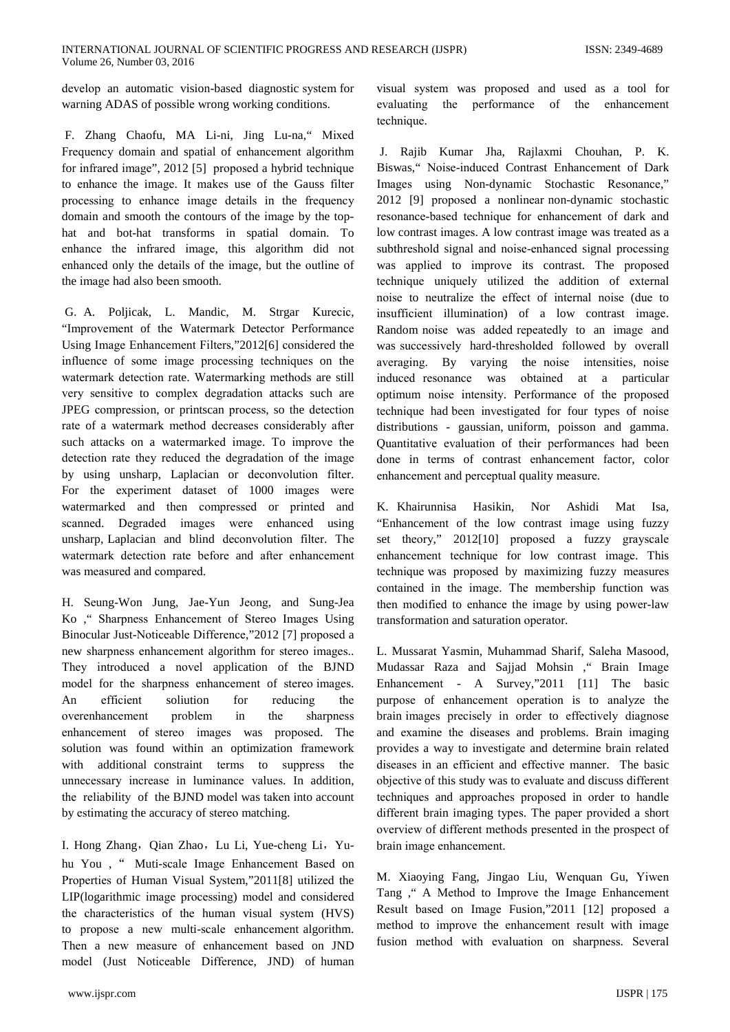develop an automatic vision-based diagnostic system for warning ADAS of possible wrong working conditions.

F. Zhang Chaofu, MA Li-ni, Jing Lu-na," Mixed Frequency domain and spatial of enhancement algorithm for infrared image", 2012 [5] proposed a hybrid technique to enhance the image. It makes use of the Gauss filter processing to enhance image details in the frequency domain and smooth the contours of the image by the top-hat and bot-hat transforms in spatial domain. To enhance the infrared image, this algorithm did not enhanced only the details of the image, but the outline of the image had also been smooth.

G. A. Poljicak, L. Mandic, M. Strgar Kurecic, "Improvement of the Watermark Detector Performance Using Image Enhancement Filters,"2012[6] considered the influence of some image processing techniques on the watermark detection rate. Watermarking methods are still very sensitive to complex degradation attacks such are JPEG compression, or printscan process, so the detection rate of a watermark method decreases considerably after such attacks on a watermarked image. To improve the detection rate they reduced the degradation of the image by using unsharp, Laplacian or deconvolution filter. For the experiment dataset of 1000 images were watermarked and then compressed or printed and scanned. Degraded images were enhanced using unsharp, Laplacian and blind deconvolution filter. The watermark detection rate before and after enhancement was measured and compared.

H. Seung-Won Jung, Jae-Yun Jeong, and Sung-Jea Ko ," Sharpness Enhancement of Stereo Images Using Binocular Just-Noticeable Difference,"2012 [7] proposed a new sharpness enhancement algorithm for stereo images.. They introduced a novel application of the BJND model for the sharpness enhancement of stereo images. An efficient soliution for reducing the overenhancement problem in the sharpness enhancement of stereo images was proposed. The solution was found within an optimization framework with additional constraint terms to suppress the unnecessary increase in luminance values. In addition, the reliability of the BJND model was taken into account by estimating the accuracy of stereo matching.

I. Hong Zhang，Qian Zhao，Lu Li, Yue-cheng Li，Yu-hu You , " Muti-scale Image Enhancement Based on Properties of Human Visual System,"2011[8] utilized the LIP(logarithmic image processing) model and considered the characteristics of the human visual system (HVS) to propose a new multi-scale enhancement algorithm. Then a new measure of enhancement based on JND model (Just Noticeable Difference, JND) of human visual system was proposed and used as a tool for evaluating the performance of the enhancement technique.

J. Rajib Kumar Jha, Rajlaxmi Chouhan, P. K. Biswas," Noise-induced Contrast Enhancement of Dark Images using Non-dynamic Stochastic Resonance," 2012 [9] proposed a nonlinear non-dynamic stochastic resonance-based technique for enhancement of dark and low contrast images. A low contrast image was treated as a subthreshold signal and noise-enhanced signal processing was applied to improve its contrast. The proposed technique uniquely utilized the addition of external noise to neutralize the effect of internal noise (due to insufficient illumination) of a low contrast image. Random noise was added repeatedly to an image and was successively hard-thresholded followed by overall averaging. By varying the noise intensities, noise induced resonance was obtained at a particular optimum noise intensity. Performance of the proposed technique had been investigated for four types of noise distributions - gaussian, uniform, poisson and gamma. Quantitative evaluation of their performances had been done in terms of contrast enhancement factor, color enhancement and perceptual quality measure.

K. Khairunnisa Hasikin, Nor Ashidi Mat Isa, "Enhancement of the low contrast image using fuzzy set theory," 2012[10] proposed a fuzzy grayscale enhancement technique for low contrast image. This technique was proposed by maximizing fuzzy measures contained in the image. The membership function was then modified to enhance the image by using power-law transformation and saturation operator.

L. Mussarat Yasmin, Muhammad Sharif, Saleha Masood, Mudassar Raza and Sajjad Mohsin ," Brain Image Enhancement - A Survey,"2011 [11] The basic purpose of enhancement operation is to analyze the brain images precisely in order to effectively diagnose and examine the diseases and problems. Brain imaging provides a way to investigate and determine brain related diseases in an efficient and effective manner. The basic objective of this study was to evaluate and discuss different techniques and approaches proposed in order to handle different brain imaging types. The paper provided a short overview of different methods presented in the prospect of brain image enhancement.

M. Xiaoying Fang, Jingao Liu, Wenquan Gu, Yiwen Tang ," A Method to Improve the Image Enhancement Result based on Image Fusion,"2011 [12] proposed a method to improve the enhancement result with image fusion method with evaluation on sharpness. Several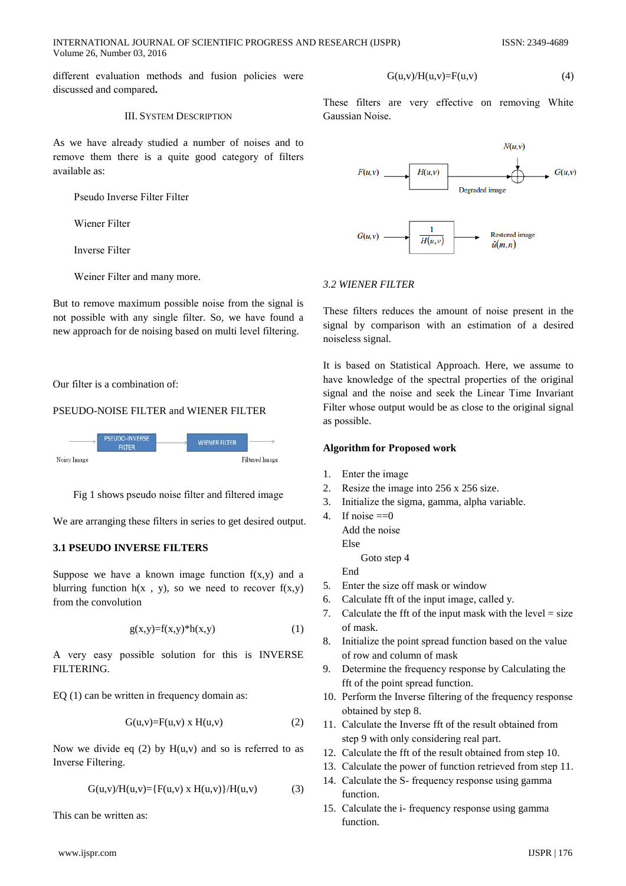different evaluation methods and fusion policies were discussed and compared**.**

## III. SYSTEM DESCRIPTION

As we have already studied a number of noises and to remove them there is a quite good category of filters available as:

Pseudo Inverse Filter Filter

Wiener Filter

Inverse Filter

Weiner Filter and many more.

But to remove maximum possible noise from the signal is not possible with any single filter. So, we have found a new approach for de noising based on multi level filtering.

Our filter is a combination of:

PSEUDO-NOISE FILTER and WIENER FILTER

Noisy Image → PSEUDO-INVERSE FILTER → WIENER FILTER → Filtered Image

Fig 1 shows pseudo noise filter and filtered image

We are arranging these filters in series to get desired output.

### 3.1 PSEUDO INVERSE FILTERS

Suppose we have a known image function f(x,y) and a blurring function h(x , y), so we need to recover f(x,y) from the convolution

$$g(x,y)=f(x,y)*h(x,y) \quad (1)$$

A very easy possible solution for this is INVERSE FILTERING.

EQ (1) can be written in frequency domain as:

$$G(u,v)=F(u,v) \times H(u,v) \quad (2)$$

Now we divide eq (2) by H(u,v) and so is referred to as Inverse Filtering.

$$G(u,v)/H(u,v)=\{F(u,v) \times H(u,v)\}/H(u,v) \quad (3)$$

This can be written as:

$$G(u,v)/H(u,v)=F(u,v) \quad (4)$$

These filters are very effective on removing White Gaussian Noise.

$F(u,v)$ → $H(u,v)$ → Degraded image (+ $N(u,v)$) → $G(u,v)$

$G(u,v)$ → $\frac{1}{H(u,v)}$ → Restored image $\hat{u}(m,n)$

### *3.2 WIENER FILTER*

These filters reduces the amount of noise present in the signal by comparison with an estimation of a desired noiseless signal.

It is based on Statistical Approach. Here, we assume to have knowledge of the spectral properties of the original signal and the noise and seek the Linear Time Invariant Filter whose output would be as close to the original signal as possible.

**Algorithm for Proposed work**

1. Enter the image
2. Resize the image into 256 x 256 size.
3. Initialize the sigma, gamma, alpha variable.
4. If noise ==0
   Add the noise
   Else
       Goto step 4
   End
5. Enter the size off mask or window
6. Calculate fft of the input image, called y.
7. Calculate the fft of the input mask with the level = size of mask.
8. Initialize the point spread function based on the value of row and column of mask
9. Determine the frequency response by Calculating the fft of the point spread function.
10. Perform the Inverse filtering of the frequency response obtained by step 8.
11. Calculate the Inverse fft of the result obtained from step 9 with only considering real part.
12. Calculate the fft of the result obtained from step 10.
13. Calculate the power of function retrieved from step 11.
14. Calculate the S- frequency response using gamma function.
15. Calculate the i- frequency response using gamma function.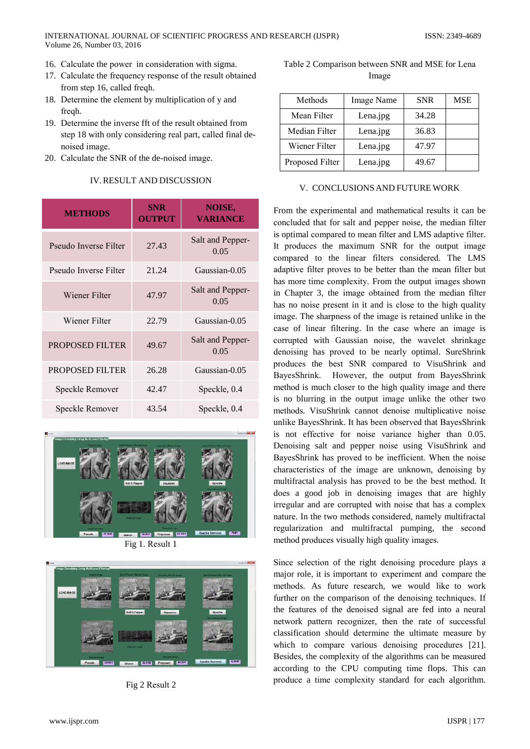16. Calculate the power in consideration with sigma.
17. Calculate the frequency response of the result obtained from step 16, called freqh.
18. Determine the element by multiplication of y and freqh.
19. Determine the inverse fft of the result obtained from step 18 with only considering real part, called final de-noised image.
20. Calculate the SNR of the de-noised image.

## IV. RESULT AND DISCUSSION

| METHODS | SNR OUTPUT | NOISE, VARIANCE |
|---|---|---|
| Pseudo Inverse Filter | 27.43 | Salt and Pepper-0.05 |
| Pseudo Inverse Filter | 21.24 | Gaussian-0.05 |
| Wiener Filter | 47.97 | Salt and Pepper-0.05 |
| Wiener Filter | 22.79 | Gaussian-0.05 |
| PROPOSED FILTER | 49.67 | Salt and Pepper-0.05 |
| PROPOSED FILTER | 26.28 | Gaussian-0.05 |
| Speckle Remover | 42.47 | Speckle, 0.4 |
| Speckle Remover | 43.54 | Speckle, 0.4 |

Fig 1. Result 1

Fig 2 Result 2

Table 2 Comparison between SNR and MSE for Lena Image

| Methods | Image Name | SNR | MSE |
|---|---|---|---|
| Mean Filter | Lena.jpg | 34.28 | |
| Median Filter | Lena.jpg | 36.83 | |
| Wiener Filter | Lena.jpg | 47.97 | |
| Proposed Filter | Lena.jpg | 49.67 | |

## V. CONCLUSIONS AND FUTURE WORK

From the experimental and mathematical results it can be concluded that for salt and pepper noise, the median filter is optimal compared to mean filter and LMS adaptive filter. It produces the maximum SNR for the output image compared to the linear filters considered. The LMS adaptive filter proves to be better than the mean filter but has more time complexity. From the output images shown in Chapter 3, the image obtained from the median filter has no noise present in it and is close to the high quality image. The sharpness of the image is retained unlike in the case of linear filtering. In the case where an image is corrupted with Gaussian noise, the wavelet shrinkage denoising has proved to be nearly optimal. SureShrink produces the best SNR compared to VisuShrink and BayesShrink. However, the output from BayesShrink method is much closer to the high quality image and there is no blurring in the output image unlike the other two methods. VisuShrink cannot denoise multiplicative noise unlike BayesShrink. It has been observed that BayesShrink is not effective for noise variance higher than 0.05. Denoising salt and pepper noise using VisuShrink and BayesShrink has proved to be inefficient. When the noise characteristics of the image are unknown, denoising by multifractal analysis has proved to be the best method. It does a good job in denoising images that are highly irregular and are corrupted with noise that has a complex nature. In the two methods considered, namely multifractal regularization and multifractal pumping, the second method produces visually high quality images.

Since selection of the right denoising procedure plays a major role, it is important to experiment and compare the methods. As future research, we would like to work further on the comparison of the denoising techniques. If the features of the denoised signal are fed into a neural network pattern recognizer, then the rate of successful classification should determine the ultimate measure by which to compare various denoising procedures [21]. Besides, the complexity of the algorithms can be measured according to the CPU computing time flops. This can produce a time complexity standard for each algorithm.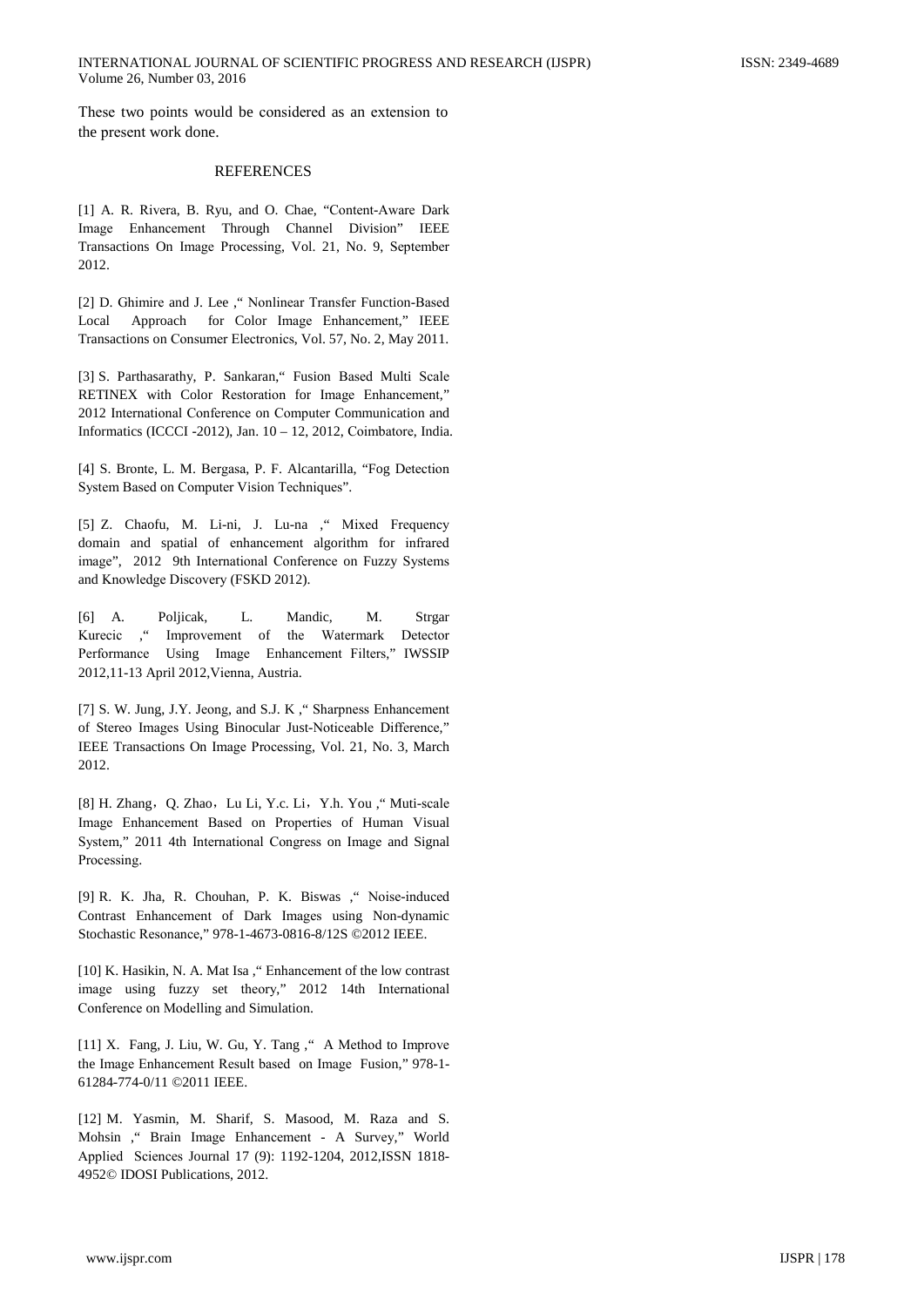These two points would be considered as an extension to the present work done.

## REFERENCES

[1] A. R. Rivera, B. Ryu, and O. Chae, "Content-Aware Dark Image Enhancement Through Channel Division" IEEE Transactions On Image Processing, Vol. 21, No. 9, September 2012.

[2] D. Ghimire and J. Lee ," Nonlinear Transfer Function-Based Local Approach for Color Image Enhancement," IEEE Transactions on Consumer Electronics, Vol. 57, No. 2, May 2011.

[3] S. Parthasarathy, P. Sankaran," Fusion Based Multi Scale RETINEX with Color Restoration for Image Enhancement," 2012 International Conference on Computer Communication and Informatics (ICCCI -2012), Jan. 10 – 12, 2012, Coimbatore, India.

[4] S. Bronte, L. M. Bergasa, P. F. Alcantarilla, "Fog Detection System Based on Computer Vision Techniques".

[5] Z. Chaofu, M. Li-ni, J. Lu-na ," Mixed Frequency domain and spatial of enhancement algorithm for infrared image", 2012 9th International Conference on Fuzzy Systems and Knowledge Discovery (FSKD 2012).

[6] A. Poljicak, L. Mandic, M. Strgar Kurecic ," Improvement of the Watermark Detector Performance Using Image Enhancement Filters," IWSSIP 2012,11-13 April 2012,Vienna, Austria.

[7] S. W. Jung, J.Y. Jeong, and S.J. K ," Sharpness Enhancement of Stereo Images Using Binocular Just-Noticeable Difference," IEEE Transactions On Image Processing, Vol. 21, No. 3, March 2012.

[8] H. Zhang，Q. Zhao，Lu Li, Y.c. Li，Y.h. You ," Muti-scale Image Enhancement Based on Properties of Human Visual System," 2011 4th International Congress on Image and Signal Processing.

[9] R. K. Jha, R. Chouhan, P. K. Biswas ," Noise-induced Contrast Enhancement of Dark Images using Non-dynamic Stochastic Resonance," 978-1-4673-0816-8/12S ©2012 IEEE.

[10] K. Hasikin, N. A. Mat Isa ," Enhancement of the low contrast image using fuzzy set theory," 2012 14th International Conference on Modelling and Simulation.

[11] X. Fang, J. Liu, W. Gu, Y. Tang ," A Method to Improve the Image Enhancement Result based on Image Fusion," 978-1-61284-774-0/11 ©2011 IEEE.

[12] M. Yasmin, M. Sharif, S. Masood, M. Raza and S. Mohsin ," Brain Image Enhancement - A Survey," World Applied Sciences Journal 17 (9): 1192-1204, 2012,ISSN 1818-4952© IDOSI Publications, 2012.